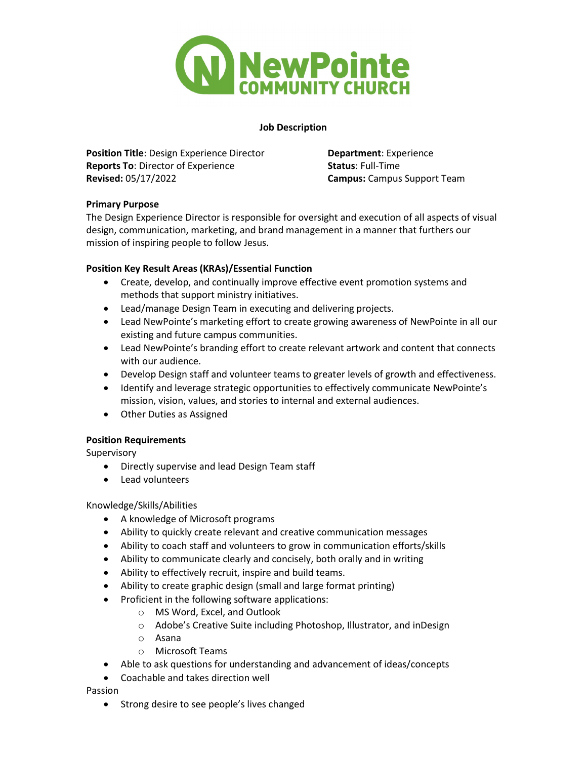# NewPointe COMMUNITY CHURCH

## Job Description

**Position Title**: Design Experience Director
**Reports To**: Director of Experience
**Revised:** 05/17/2022

**Department**: Experience
**Status**: Full-Time
**Campus:** Campus Support Team

**Primary Purpose**

The Design Experience Director is responsible for oversight and execution of all aspects of visual design, communication, marketing, and brand management in a manner that furthers our mission of inspiring people to follow Jesus.

**Position Key Result Areas (KRAs)/Essential Function**

- Create, develop, and continually improve effective event promotion systems and methods that support ministry initiatives.
- Lead/manage Design Team in executing and delivering projects.
- Lead NewPointe's marketing effort to create growing awareness of NewPointe in all our existing and future campus communities.
- Lead NewPointe's branding effort to create relevant artwork and content that connects with our audience.
- Develop Design staff and volunteer teams to greater levels of growth and effectiveness.
- Identify and leverage strategic opportunities to effectively communicate NewPointe's mission, vision, values, and stories to internal and external audiences.
- Other Duties as Assigned

**Position Requirements**

Supervisory

- Directly supervise and lead Design Team staff
- Lead volunteers

Knowledge/Skills/Abilities

- A knowledge of Microsoft programs
- Ability to quickly create relevant and creative communication messages
- Ability to coach staff and volunteers to grow in communication efforts/skills
- Ability to communicate clearly and concisely, both orally and in writing
- Ability to effectively recruit, inspire and build teams.
- Ability to create graphic design (small and large format printing)
- Proficient in the following software applications:
  - MS Word, Excel, and Outlook
  - Adobe's Creative Suite including Photoshop, Illustrator, and inDesign
  - Asana
  - Microsoft Teams
- Able to ask questions for understanding and advancement of ideas/concepts
- Coachable and takes direction well

Passion

- Strong desire to see people's lives changed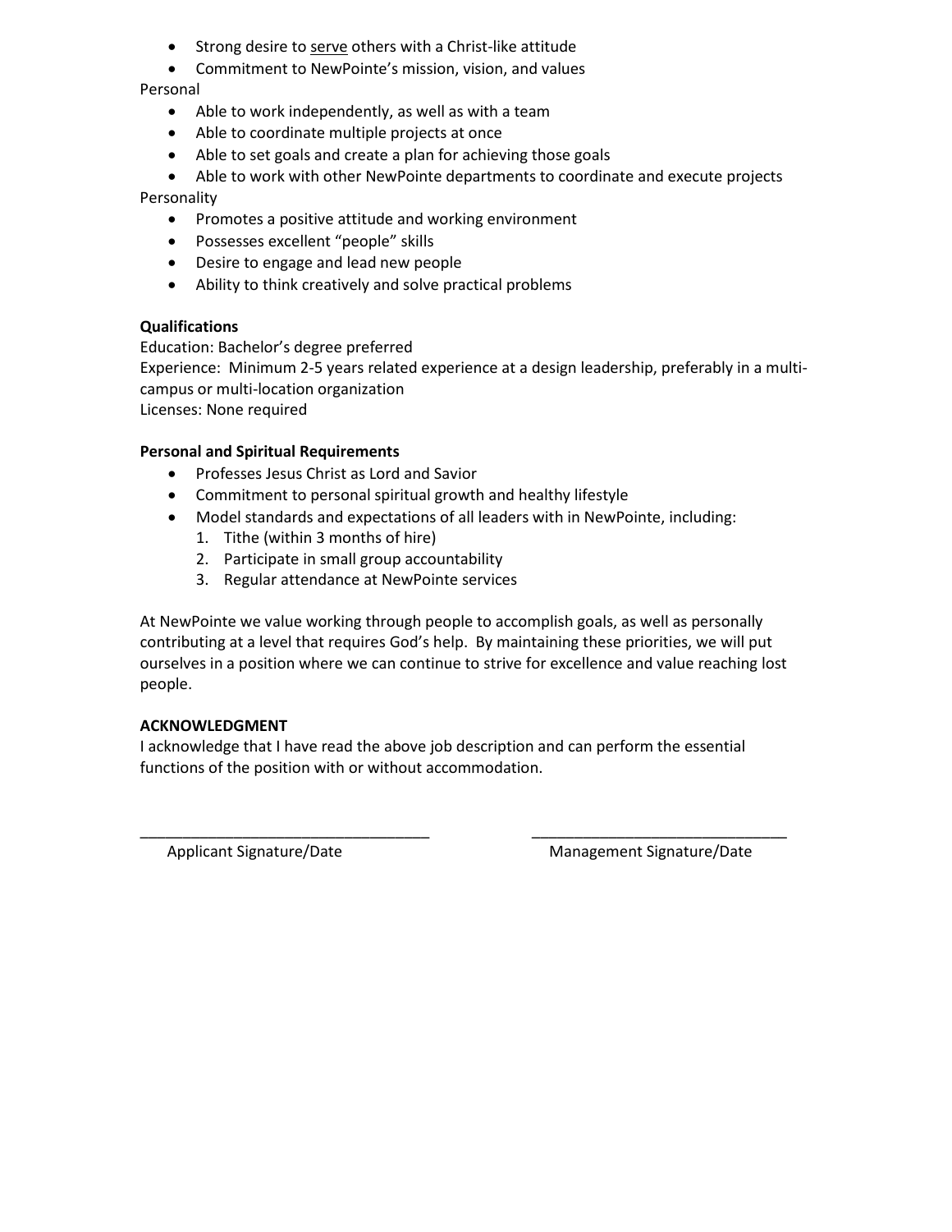- Strong desire to <u>serve</u> others with a Christ-like attitude
- Commitment to NewPointe's mission, vision, and values

Personal

- Able to work independently, as well as with a team
- Able to coordinate multiple projects at once
- Able to set goals and create a plan for achieving those goals
- Able to work with other NewPointe departments to coordinate and execute projects

Personality

- Promotes a positive attitude and working environment
- Possesses excellent "people" skills
- Desire to engage and lead new people
- Ability to think creatively and solve practical problems

**Qualifications**

Education: Bachelor's degree preferred

Experience: Minimum 2-5 years related experience at a design leadership, preferably in a multi-campus or multi-location organization

Licenses: None required

**Personal and Spiritual Requirements**

- Professes Jesus Christ as Lord and Savior
- Commitment to personal spiritual growth and healthy lifestyle
- Model standards and expectations of all leaders with in NewPointe, including:
  1. Tithe (within 3 months of hire)
  2. Participate in small group accountability
  3. Regular attendance at NewPointe services

At NewPointe we value working through people to accomplish goals, as well as personally contributing at a level that requires God's help. By maintaining these priorities, we will put ourselves in a position where we can continue to strive for excellence and value reaching lost people.

**ACKNOWLEDGMENT**

I acknowledge that I have read the above job description and can perform the essential functions of the position with or without accommodation.

\_\_\_\_\_\_\_\_\_\_\_\_\_\_\_\_\_\_\_\_\_\_\_\_\_\_\_\_\_\_\_\_\_\_ \_\_\_\_\_\_\_\_\_\_\_\_\_\_\_\_\_\_\_\_\_\_\_\_\_\_\_\_\_\_\_\_

Applicant Signature/Date Management Signature/Date